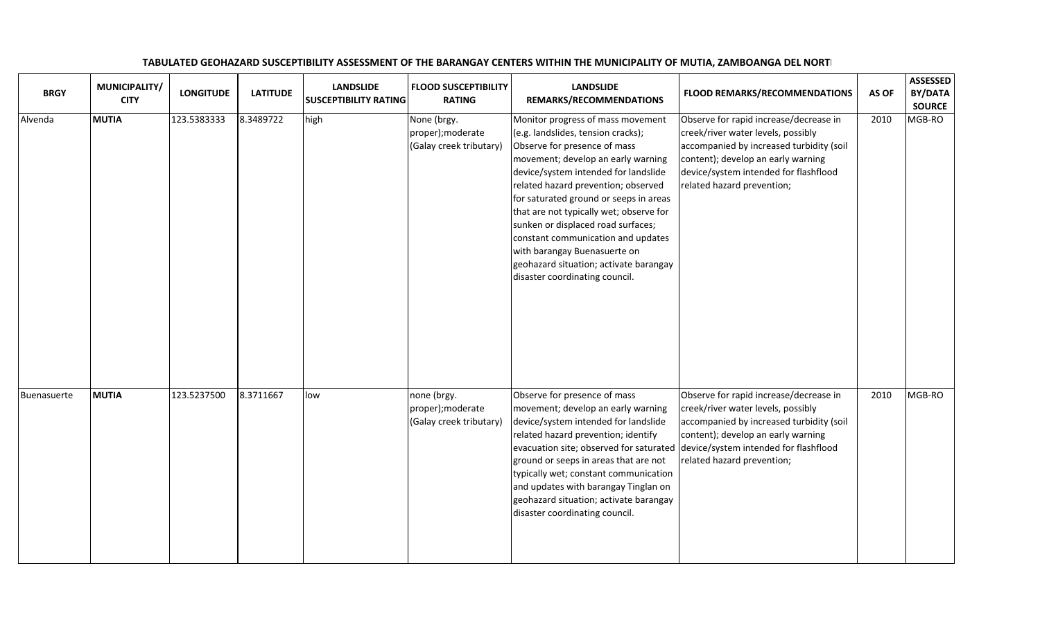**TABULATED GEOHAZARD SUSCEPTIBILITY ASSESSMENT OF THE BARANGAY CENTERS WITHIN THE MUNICIPALITY OF MUTIA, ZAMBOANGA DEL NORTI**

| BRGY | MUNICIPALITY/ CITY | LONGITUDE | LATITUDE | LANDSLIDE SUSCEPTIBILITY RATING | FLOOD SUSCEPTIBILITY RATING | LANDSLIDE REMARKS/RECOMMENDATIONS | FLOOD REMARKS/RECOMMENDATIONS | AS OF | ASSESSED BY/DATA SOURCE |
|---|---|---|---|---|---|---|---|---|---|
| Alvenda | **MUTIA** | 123.5383333 | 8.3489722 | high | None (brgy. proper);moderate (Galay creek tributary) | Monitor progress of mass movement (e.g. landslides, tension cracks); Observe for presence of mass movement; develop an early warning device/system intended for landslide related hazard prevention; observed for saturated ground or seeps in areas that are not typically wet; observe for sunken or displaced road surfaces; constant communication and updates with barangay Buenasuerte on geohazard situation; activate barangay disaster coordinating council. | Observe for rapid increase/decrease in creek/river water levels, possibly accompanied by increased turbidity (soil content); develop an early warning device/system intended for flashflood related hazard prevention; | 2010 | MGB-RO |
| Buenasuerte | **MUTIA** | 123.5237500 | 8.3711667 | low | none (brgy. proper);moderate (Galay creek tributary) | Observe for presence of mass movement; develop an early warning device/system intended for landslide related hazard prevention; identify evacuation site; observed for saturated ground or seeps in areas that are not typically wet; constant communication and updates with barangay Tinglan on geohazard situation; activate barangay disaster coordinating council. | Observe for rapid increase/decrease in creek/river water levels, possibly accompanied by increased turbidity (soil content); develop an early warning device/system intended for flashflood related hazard prevention; | 2010 | MGB-RO |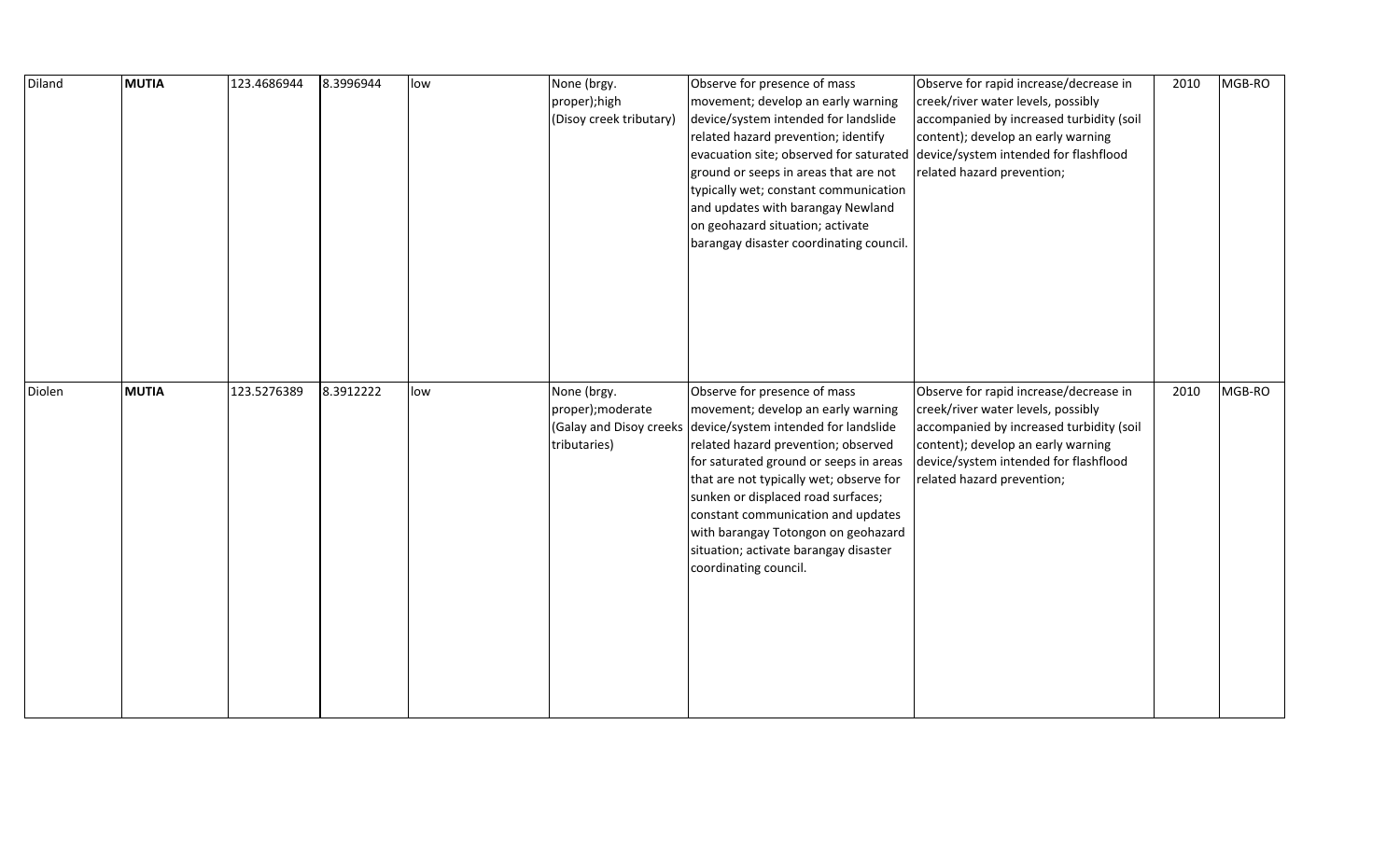| | | | | | | | | | |
|---|---|---|---|---|---|---|---|---|---|
| Diland | **MUTIA** | 123.4686944 | 8.3996944 | low | None (brgy. proper);high (Disoy creek tributary) | Observe for presence of mass movement; develop an early warning device/system intended for landslide related hazard prevention; identify evacuation site; observed for saturated ground or seeps in areas that are not typically wet; constant communication and updates with barangay Newland on geohazard situation; activate barangay disaster coordinating council. | Observe for rapid increase/decrease in creek/river water levels, possibly accompanied by increased turbidity (soil content); develop an early warning device/system intended for flashflood related hazard prevention; | 2010 | MGB-RO |
| Diolen | **MUTIA** | 123.5276389 | 8.3912222 | low | None (brgy. proper);moderate (Galay and Disoy creeks tributaries) | Observe for presence of mass movement; develop an early warning device/system intended for landslide related hazard prevention; observed for saturated ground or seeps in areas that are not typically wet; observe for sunken or displaced road surfaces; constant communication and updates with barangay Totongon on geohazard situation; activate barangay disaster coordinating council. | Observe for rapid increase/decrease in creek/river water levels, possibly accompanied by increased turbidity (soil content); develop an early warning device/system intended for flashflood related hazard prevention; | 2010 | MGB-RO |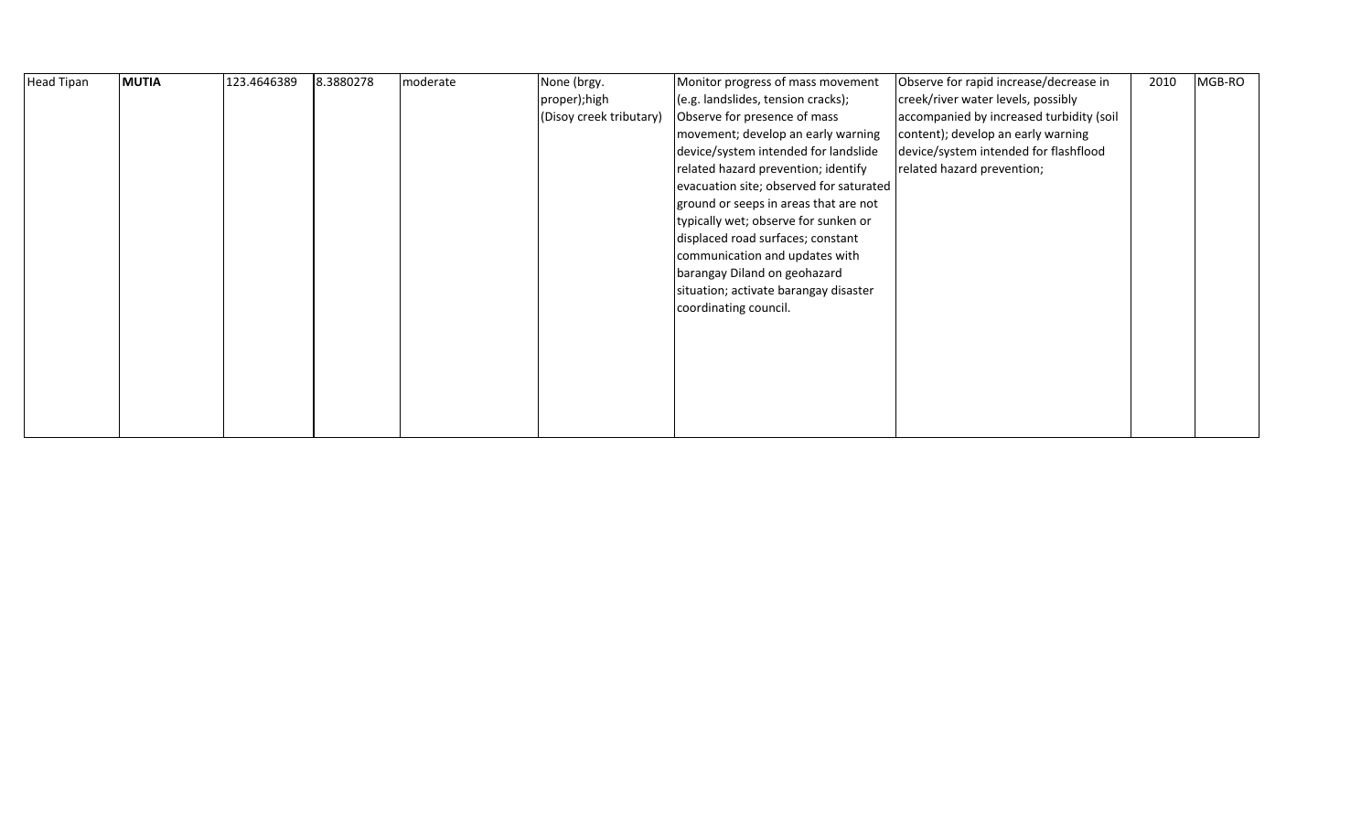| | | | | | | | | | |
|---|---|---|---|---|---|---|---|---|---|
| Head Tipan | **MUTIA** | 123.4646389 | 8.3880278 | moderate | None (brgy. proper);high (Disoy creek tributary) | Monitor progress of mass movement (e.g. landslides, tension cracks); Observe for presence of mass movement; develop an early warning device/system intended for landslide related hazard prevention; identify evacuation site; observed for saturated ground or seeps in areas that are not typically wet; observe for sunken or displaced road surfaces; constant communication and updates with barangay Diland on geohazard situation; activate barangay disaster coordinating council. | Observe for rapid increase/decrease in creek/river water levels, possibly accompanied by increased turbidity (soil content); develop an early warning device/system intended for flashflood related hazard prevention; | 2010 | MGB-RO |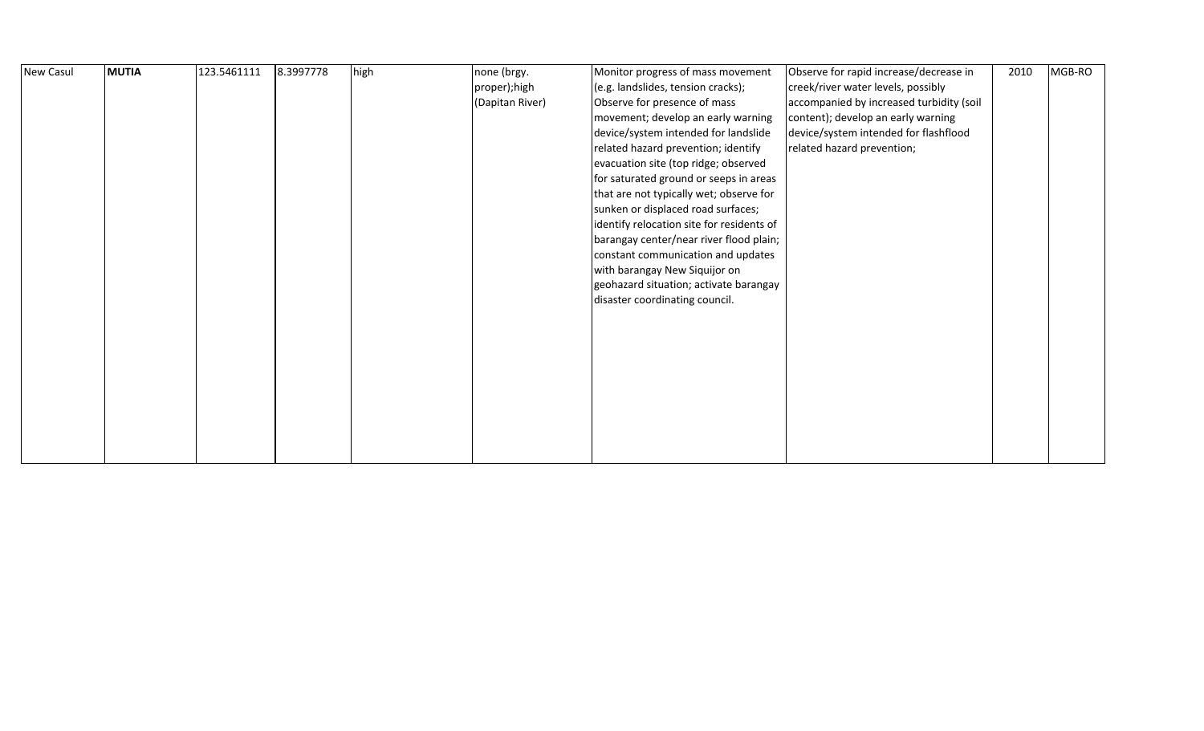| New Casul | **MUTIA** | 123.5461111 | 8.3997778 | high | none (brgy. proper);high (Dapitan River) | Monitor progress of mass movement (e.g. landslides, tension cracks); Observe for presence of mass movement; develop an early warning device/system intended for landslide related hazard prevention; identify evacuation site (top ridge; observed for saturated ground or seeps in areas that are not typically wet; observe for sunken or displaced road surfaces; identify relocation site for residents of barangay center/near river flood plain; constant communication and updates with barangay New Siquijor on geohazard situation; activate barangay disaster coordinating council. | Observe for rapid increase/decrease in creek/river water levels, possibly accompanied by increased turbidity (soil content); develop an early warning device/system intended for flashflood related hazard prevention; | 2010 | MGB-RO |
|---|---|---|---|---|---|---|---|---|---|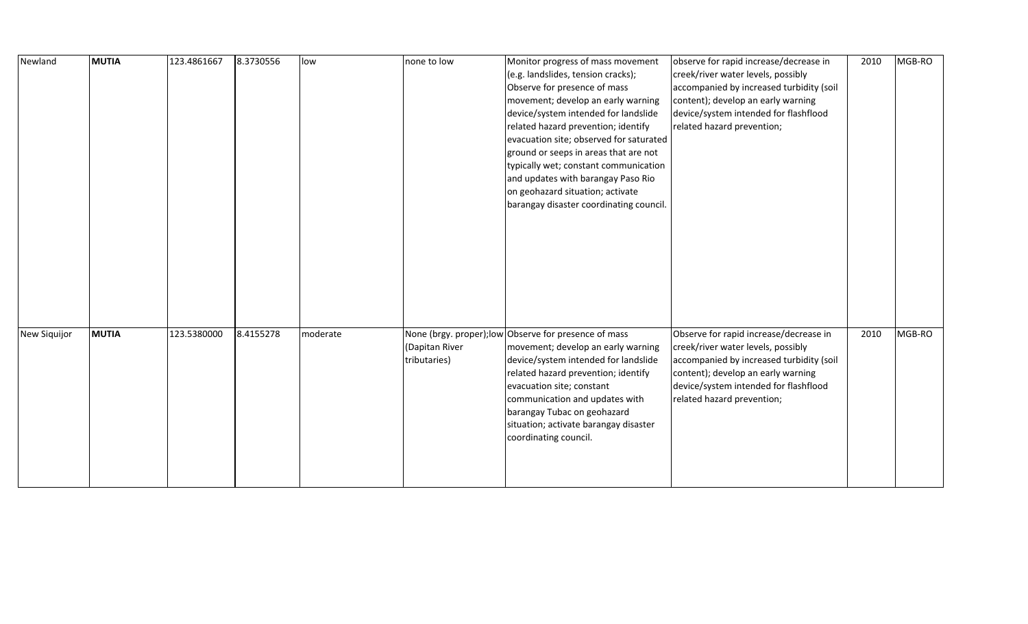| Newland | **MUTIA** | 123.4861667 | 8.3730556 | low | none to low | Monitor progress of mass movement (e.g. landslides, tension cracks); Observe for presence of mass movement; develop an early warning device/system intended for landslide related hazard prevention; identify evacuation site; observed for saturated ground or seeps in areas that are not typically wet; constant communication and updates with barangay Paso Rio on geohazard situation; activate barangay disaster coordinating council. | observe for rapid increase/decrease in creek/river water levels, possibly accompanied by increased turbidity (soil content); develop an early warning device/system intended for flashflood related hazard prevention; | 2010 | MGB-RO |
|---|---|---|---|---|---|---|---|---|---|
| New Siquijor | **MUTIA** | 123.5380000 | 8.4155278 | moderate | None (brgy. proper);low (Dapitan River tributaries) | Observe for presence of mass movement; develop an early warning device/system intended for landslide related hazard prevention; identify evacuation site; constant communication and updates with barangay Tubac on geohazard situation; activate barangay disaster coordinating council. | Observe for rapid increase/decrease in creek/river water levels, possibly accompanied by increased turbidity (soil content); develop an early warning device/system intended for flashflood related hazard prevention; | 2010 | MGB-RO |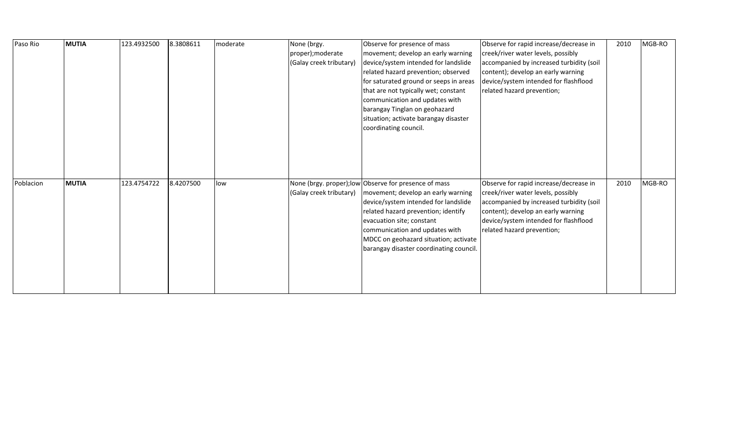| | | | | | | | | | |
|---|---|---|---|---|---|---|---|---|---|
| Paso Rio | **MUTIA** | 123.4932500 | 8.3808611 | moderate | None (brgy. proper);moderate (Galay creek tributary) | Observe for presence of mass movement; develop an early warning device/system intended for landslide related hazard prevention; observed for saturated ground or seeps in areas that are not typically wet; constant communication and updates with barangay Tinglan on geohazard situation; activate barangay disaster coordinating council. | Observe for rapid increase/decrease in creek/river water levels, possibly accompanied by increased turbidity (soil content); develop an early warning device/system intended for flashflood related hazard prevention; | 2010 | MGB-RO |
| Poblacion | **MUTIA** | 123.4754722 | 8.4207500 | low | None (brgy. proper);low (Galay creek tributary) | Observe for presence of mass movement; develop an early warning device/system intended for landslide related hazard prevention; identify evacuation site; constant communication and updates with MDCC on geohazard situation; activate barangay disaster coordinating council. | Observe for rapid increase/decrease in creek/river water levels, possibly accompanied by increased turbidity (soil content); develop an early warning device/system intended for flashflood related hazard prevention; | 2010 | MGB-RO |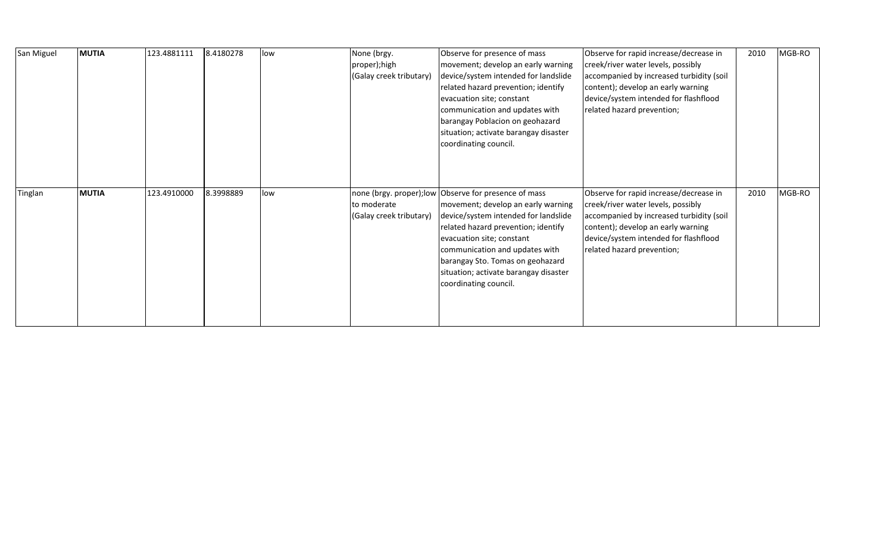| | | | | | | | | | |
|---|---|---|---|---|---|---|---|---|---|
| San Miguel | **MUTIA** | 123.4881111 | 8.4180278 | low | None (brgy. proper);high (Galay creek tributary) | Observe for presence of mass movement; develop an early warning device/system intended for landslide related hazard prevention; identify evacuation site; constant communication and updates with barangay Poblacion on geohazard situation; activate barangay disaster coordinating council. | Observe for rapid increase/decrease in creek/river water levels, possibly accompanied by increased turbidity (soil content); develop an early warning device/system intended for flashflood related hazard prevention; | 2010 | MGB-RO |
| Tinglan | **MUTIA** | 123.4910000 | 8.3998889 | low | none (brgy. proper);low to moderate (Galay creek tributary) | Observe for presence of mass movement; develop an early warning device/system intended for landslide related hazard prevention; identify evacuation site; constant communication and updates with barangay Sto. Tomas on geohazard situation; activate barangay disaster coordinating council. | Observe for rapid increase/decrease in creek/river water levels, possibly accompanied by increased turbidity (soil content); develop an early warning device/system intended for flashflood related hazard prevention; | 2010 | MGB-RO |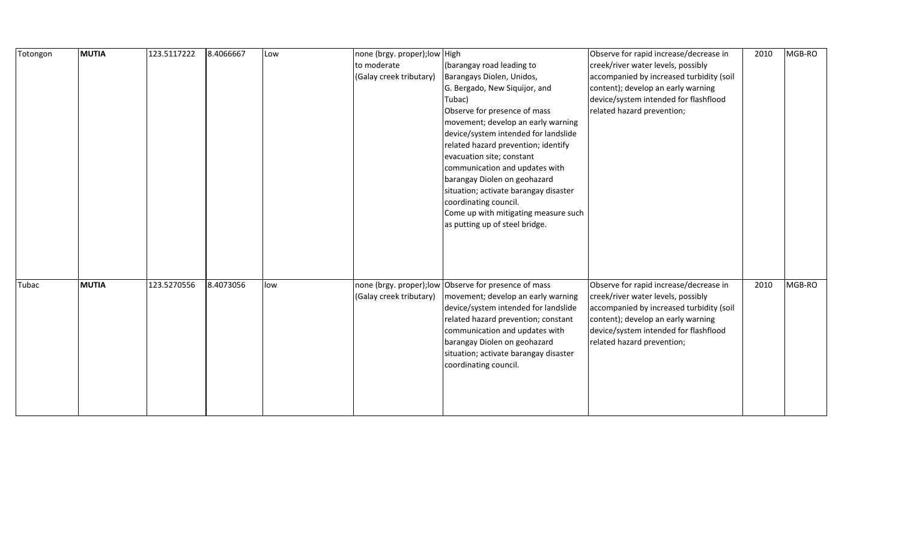| Totongon | **MUTIA** | 123.5117222 | 8.4066667 | Low | none (brgy. proper);low to moderate (Galay creek tributary) | High (barangay road leading to Barangays Diolen, Unidos, G. Bergado, New Siquijor, and Tubac) Observe for presence of mass movement; develop an early warning device/system intended for landslide related hazard prevention; identify evacuation site; constant communication and updates with barangay Diolen on geohazard situation; activate barangay disaster coordinating council. Come up with mitigating measure such as putting up of steel bridge. | Observe for rapid increase/decrease in creek/river water levels, possibly accompanied by increased turbidity (soil content); develop an early warning device/system intended for flashflood related hazard prevention; | 2010 | MGB-RO |
|---|---|---|---|---|---|---|---|---|---|
| Tubac | **MUTIA** | 123.5270556 | 8.4073056 | low | none (brgy. proper);low (Galay creek tributary) | Observe for presence of mass movement; develop an early warning device/system intended for landslide related hazard prevention; constant communication and updates with barangay Diolen on geohazard situation; activate barangay disaster coordinating council. | Observe for rapid increase/decrease in creek/river water levels, possibly accompanied by increased turbidity (soil content); develop an early warning device/system intended for flashflood related hazard prevention; | 2010 | MGB-RO |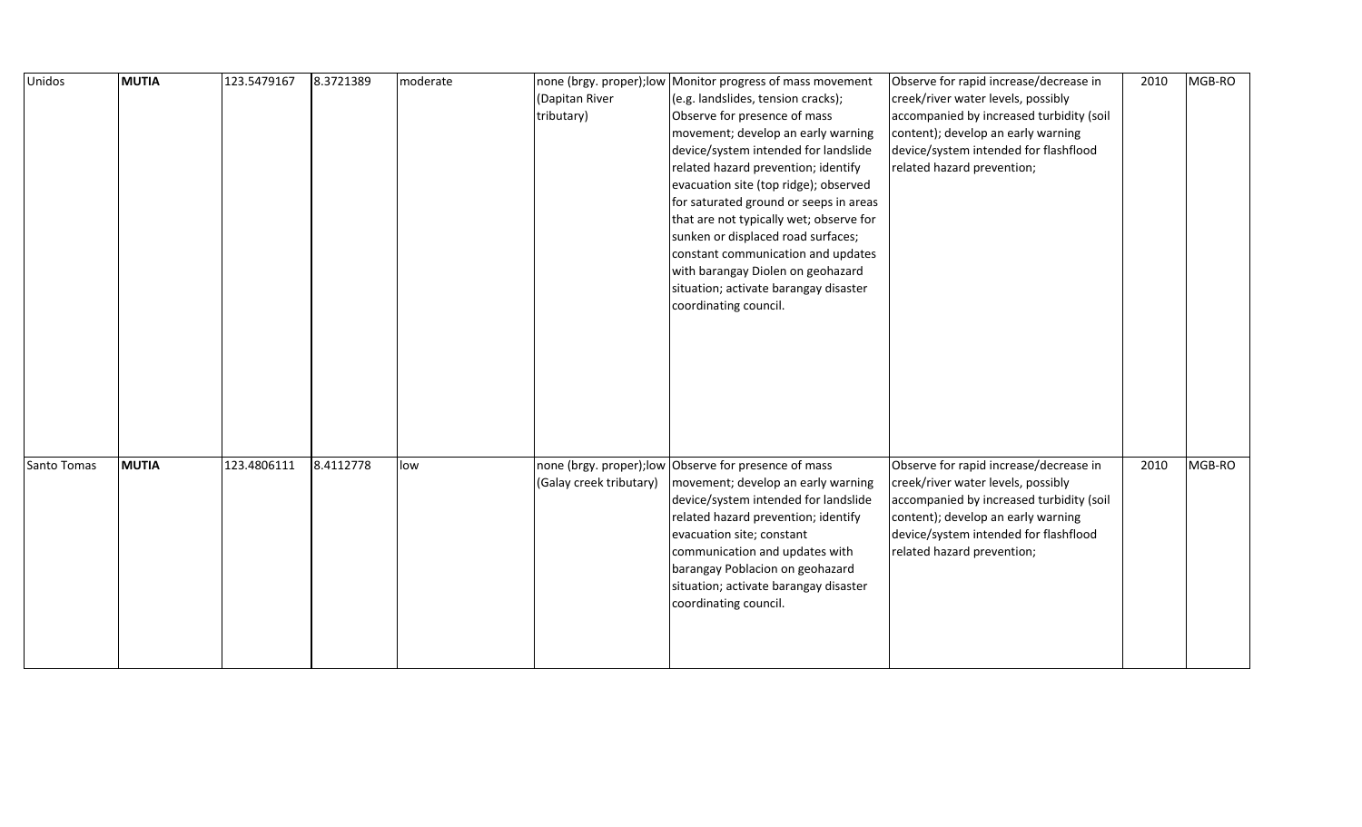| | | | | | | | | | |
|---|---|---|---|---|---|---|---|---|---|
| Unidos | **MUTIA** | 123.5479167 | 8.3721389 | moderate | none (brgy. proper);low (Dapitan River tributary) | Monitor progress of mass movement (e.g. landslides, tension cracks); Observe for presence of mass movement; develop an early warning device/system intended for landslide related hazard prevention; identify evacuation site (top ridge); observed for saturated ground or seeps in areas that are not typically wet; observe for sunken or displaced road surfaces; constant communication and updates with barangay Diolen on geohazard situation; activate barangay disaster coordinating council. | Observe for rapid increase/decrease in creek/river water levels, possibly accompanied by increased turbidity (soil content); develop an early warning device/system intended for flashflood related hazard prevention; | 2010 | MGB-RO |
| Santo Tomas | **MUTIA** | 123.4806111 | 8.4112778 | low | none (brgy. proper);low (Galay creek tributary) | Observe for presence of mass movement; develop an early warning device/system intended for landslide related hazard prevention; identify evacuation site; constant communication and updates with barangay Poblacion on geohazard situation; activate barangay disaster coordinating council. | Observe for rapid increase/decrease in creek/river water levels, possibly accompanied by increased turbidity (soil content); develop an early warning device/system intended for flashflood related hazard prevention; | 2010 | MGB-RO |